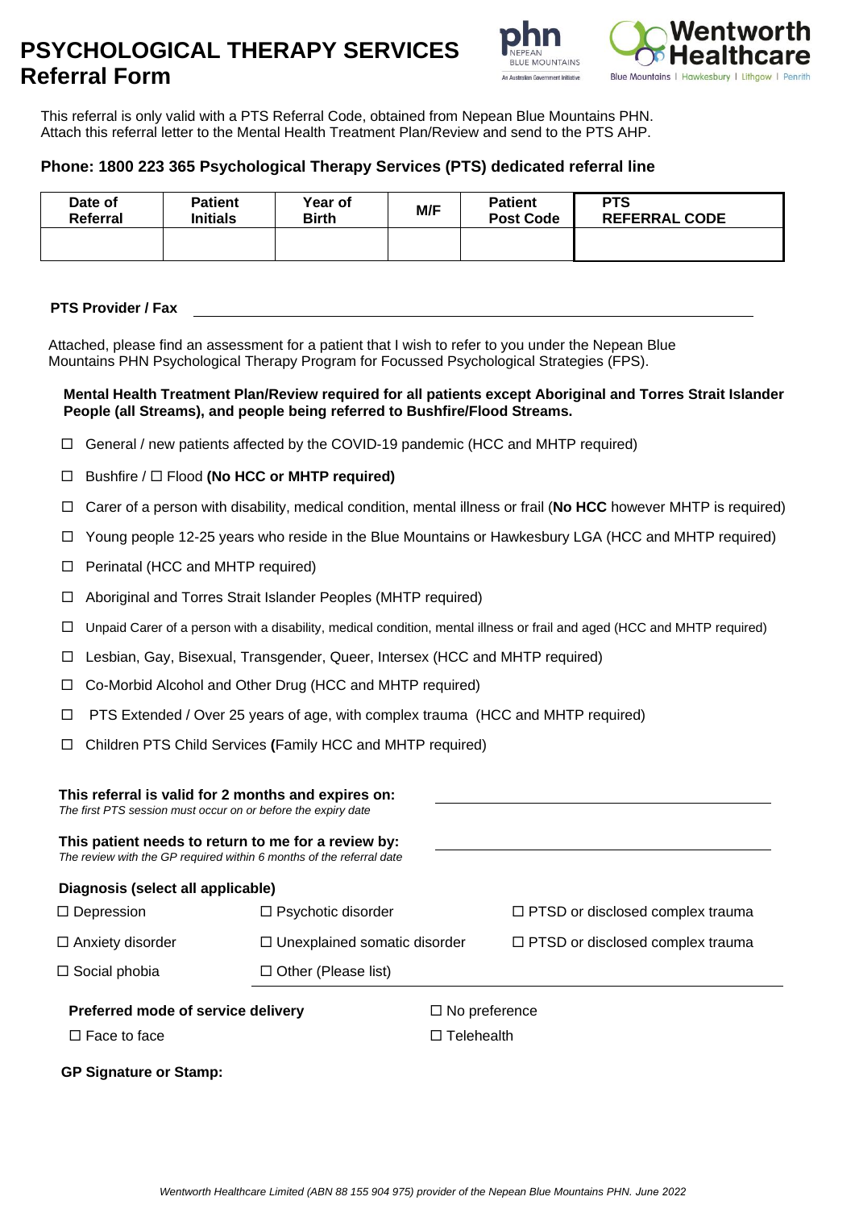# PSYCHOLOGICAL THERAPY SERVICES Referral Form

This referral is only valid with a PTS Referral Code, obtained from Nepean Blue Mountains PHN.
Attach this referral letter to the Mental Health Treatment Plan/Review and send to the PTS AHP.

**Phone: 1800 223 365 Psychological Therapy Services (PTS) dedicated referral line**

| Date of Referral | Patient Initials | Year of Birth | M/F | Patient Post Code | PTS REFERRAL CODE |
|---|---|---|---|---|---|
| | | | | | |

**PTS Provider / Fax** \_\_\_\_\_\_\_\_\_\_\_\_\_\_\_\_\_\_\_\_\_\_\_\_\_\_\_\_\_\_\_\_\_\_\_\_\_\_\_\_

Attached, please find an assessment for a patient that I wish to refer to you under the Nepean Blue Mountains PHN Psychological Therapy Program for Focussed Psychological Strategies (FPS).

**Mental Health Treatment Plan/Review required for all patients except Aboriginal and Torres Strait Islander People (all Streams), and people being referred to Bushfire/Flood Streams.**

- ☐ General / new patients affected by the COVID-19 pandemic (HCC and MHTP required)
- ☐ Bushfire / ☐ Flood **(No HCC or MHTP required)**
- ☐ Carer of a person with disability, medical condition, mental illness or frail (**No HCC** however MHTP is required)
- ☐ Young people 12-25 years who reside in the Blue Mountains or Hawkesbury LGA (HCC and MHTP required)
- ☐ Perinatal (HCC and MHTP required)
- ☐ Aboriginal and Torres Strait Islander Peoples (MHTP required)
- ☐ Unpaid Carer of a person with a disability, medical condition, mental illness or frail and aged (HCC and MHTP required)
- ☐ Lesbian, Gay, Bisexual, Transgender, Queer, Intersex (HCC and MHTP required)
- ☐ Co-Morbid Alcohol and Other Drug (HCC and MHTP required)
- ☐ PTS Extended / Over 25 years of age, with complex trauma (HCC and MHTP required)
- ☐ Children PTS Child Services **(**Family HCC and MHTP required)

**This referral is valid for 2 months and expires on:** \_\_\_\_\_\_\_\_\_\_\_\_\_\_\_\_\_\_\_\_\_\_\_\_
*The first PTS session must occur on or before the expiry date*

**This patient needs to return to me for a review by:** \_\_\_\_\_\_\_\_\_\_\_\_\_\_\_\_\_\_\_\_\_\_\_\_
*The review with the GP required within 6 months of the referral date*

**Diagnosis (select all applicable)**

- ☐ Depression
- ☐ Psychotic disorder
- ☐ PTSD or disclosed complex trauma
- ☐ Anxiety disorder
- ☐ Unexplained somatic disorder
- ☐ PTSD or disclosed complex trauma
- ☐ Social phobia
- ☐ Other (Please list)

**Preferred mode of service delivery**

- ☐ No preference
- ☐ Face to face
- ☐ Telehealth

**GP Signature or Stamp:**

*Wentworth Healthcare Limited (ABN 88 155 904 975) provider of the Nepean Blue Mountains PHN. June 2022*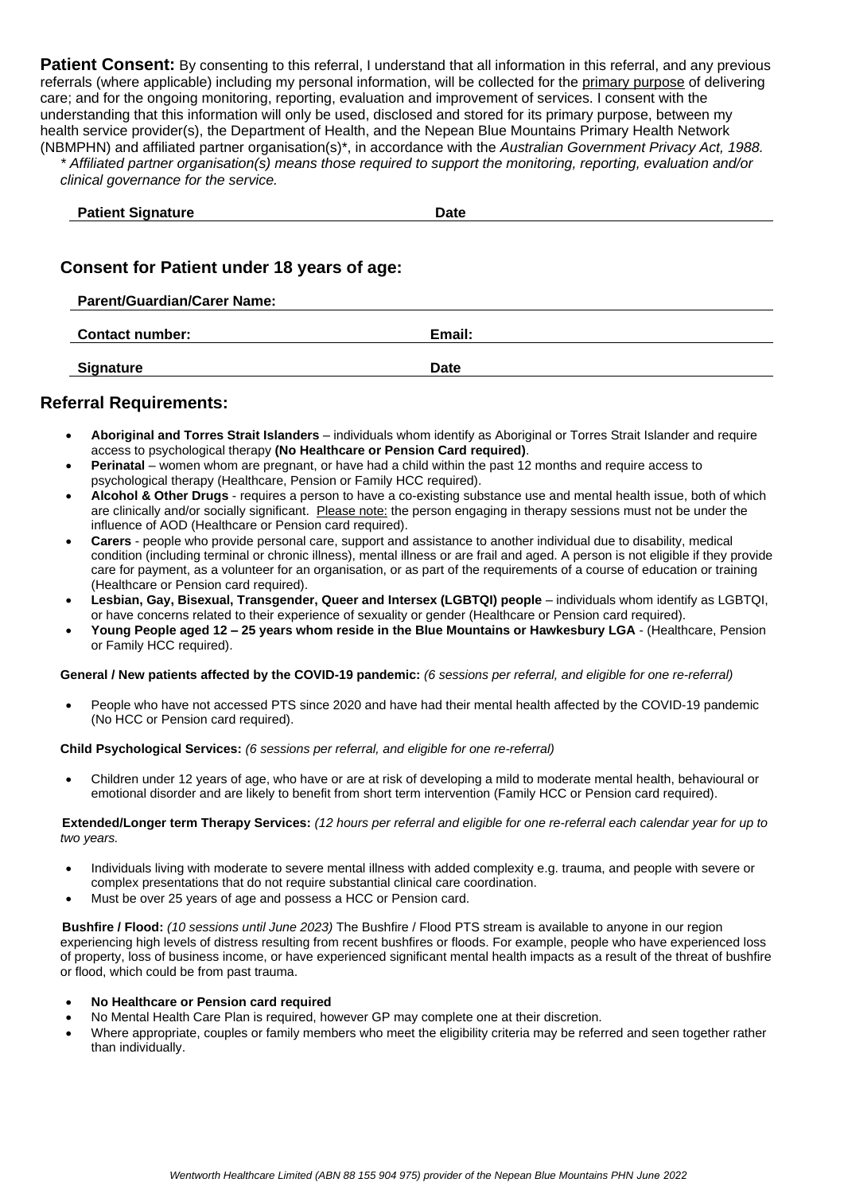**Patient Consent:** By consenting to this referral, I understand that all information in this referral, and any previous referrals (where applicable) including my personal information, will be collected for the primary purpose of delivering care; and for the ongoing monitoring, reporting, evaluation and improvement of services. I consent with the understanding that this information will only be used, disclosed and stored for its primary purpose, between my health service provider(s), the Department of Health, and the Nepean Blue Mountains Primary Health Network (NBMPHN) and affiliated partner organisation(s)*, in accordance with the *Australian Government Privacy Act, 1988.*

*\* Affiliated partner organisation(s) means those required to support the monitoring, reporting, evaluation and/or clinical governance for the service.*

**Patient Signature** **Date**

## Consent for Patient under 18 years of age:

**Parent/Guardian/Carer Name:**

**Contact number:** **Email:**

**Signature** **Date**

## Referral Requirements:

- **Aboriginal and Torres Strait Islanders** – individuals whom identify as Aboriginal or Torres Strait Islander and require access to psychological therapy **(No Healthcare or Pension Card required)**.
- **Perinatal** – women whom are pregnant, or have had a child within the past 12 months and require access to psychological therapy (Healthcare, Pension or Family HCC required).
- **Alcohol & Other Drugs** - requires a person to have a co-existing substance use and mental health issue, both of which are clinically and/or socially significant. Please note: the person engaging in therapy sessions must not be under the influence of AOD (Healthcare or Pension card required).
- **Carers** - people who provide personal care, support and assistance to another individual due to disability, medical condition (including terminal or chronic illness), mental illness or are frail and aged. A person is not eligible if they provide care for payment, as a volunteer for an organisation, or as part of the requirements of a course of education or training (Healthcare or Pension card required).
- **Lesbian, Gay, Bisexual, Transgender, Queer and Intersex (LGBTQI) people** – individuals whom identify as LGBTQI, or have concerns related to their experience of sexuality or gender (Healthcare or Pension card required).
- **Young People aged 12 – 25 years whom reside in the Blue Mountains or Hawkesbury LGA** - (Healthcare, Pension or Family HCC required).

**General / New patients affected by the COVID-19 pandemic:** *(6 sessions per referral, and eligible for one re-referral)*

- People who have not accessed PTS since 2020 and have had their mental health affected by the COVID-19 pandemic (No HCC or Pension card required).

**Child Psychological Services:** *(6 sessions per referral, and eligible for one re-referral)*

- Children under 12 years of age, who have or are at risk of developing a mild to moderate mental health, behavioural or emotional disorder and are likely to benefit from short term intervention (Family HCC or Pension card required).

**Extended/Longer term Therapy Services:** *(12 hours per referral and eligible for one re-referral each calendar year for up to two years.*

- Individuals living with moderate to severe mental illness with added complexity e.g. trauma, and people with severe or complex presentations that do not require substantial clinical care coordination.
- Must be over 25 years of age and possess a HCC or Pension card.

**Bushfire / Flood:** *(10 sessions until June 2023)* The Bushfire / Flood PTS stream is available to anyone in our region experiencing high levels of distress resulting from recent bushfires or floods. For example, people who have experienced loss of property, loss of business income, or have experienced significant mental health impacts as a result of the threat of bushfire or flood, which could be from past trauma.

- **No Healthcare or Pension card required**
- No Mental Health Care Plan is required, however GP may complete one at their discretion.
- Where appropriate, couples or family members who meet the eligibility criteria may be referred and seen together rather than individually.

*Wentworth Healthcare Limited (ABN 88 155 904 975) provider of the Nepean Blue Mountains PHN June 2022*